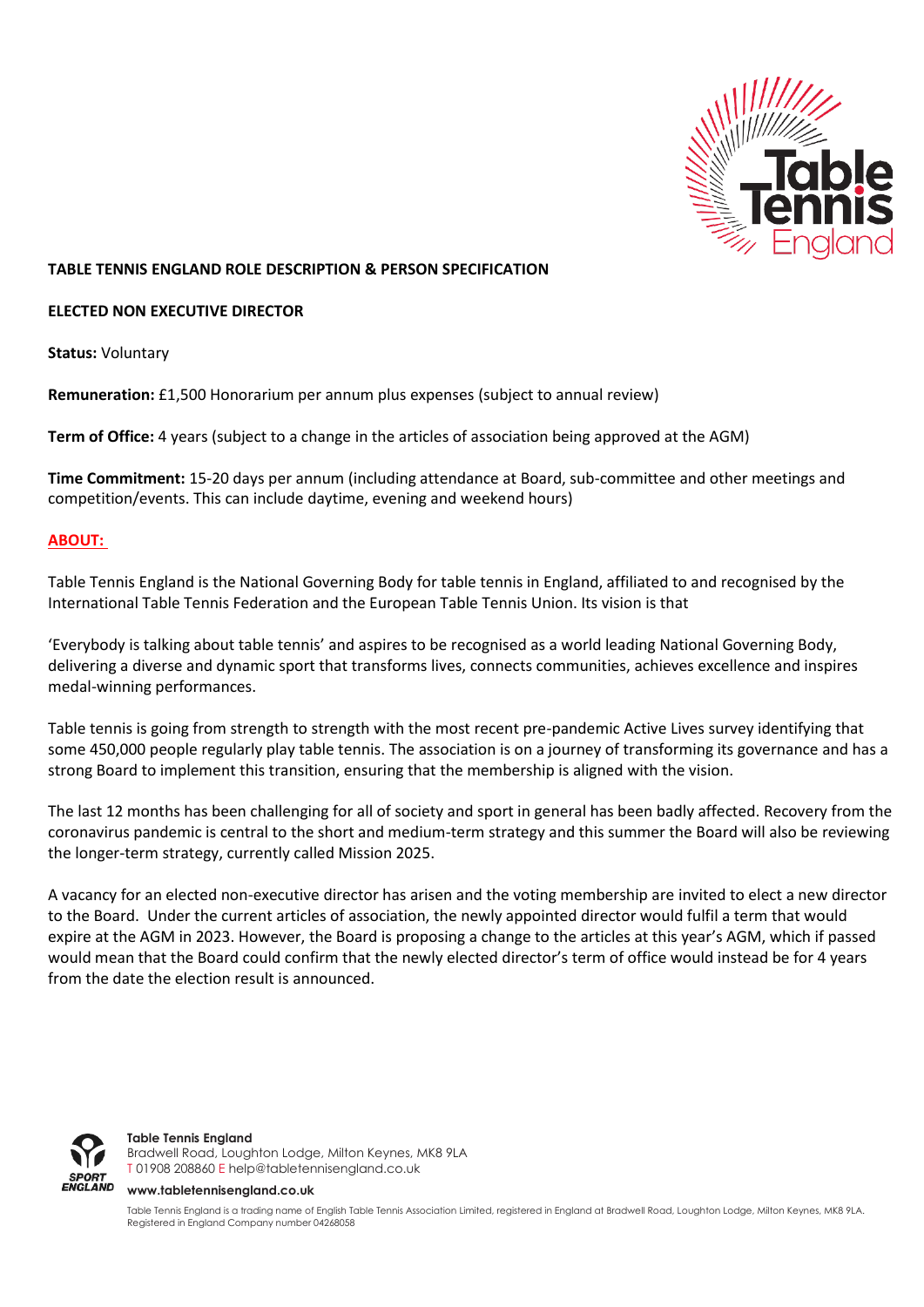**TABLE TENNIS ENGLAND ROLE DESCRIPTION & PERSON SPECIFICATION**

**ELECTED NON EXECUTIVE DIRECTOR**

**Status:** Voluntary

**Remuneration:** £1,500 Honorarium per annum plus expenses (subject to annual review)

**Term of Office:** 4 years (subject to a change in the articles of association being approved at the AGM)

**Time Commitment:** 15-20 days per annum (including attendance at Board, sub-committee and other meetings and competition/events. This can include daytime, evening and weekend hours)

## ABOUT:

Table Tennis England is the National Governing Body for table tennis in England, affiliated to and recognised by the International Table Tennis Federation and the European Table Tennis Union. Its vision is that

'Everybody is talking about table tennis' and aspires to be recognised as a world leading National Governing Body, delivering a diverse and dynamic sport that transforms lives, connects communities, achieves excellence and inspires medal-winning performances.

Table tennis is going from strength to strength with the most recent pre-pandemic Active Lives survey identifying that some 450,000 people regularly play table tennis. The association is on a journey of transforming its governance and has a strong Board to implement this transition, ensuring that the membership is aligned with the vision.

The last 12 months has been challenging for all of society and sport in general has been badly affected. Recovery from the coronavirus pandemic is central to the short and medium-term strategy and this summer the Board will also be reviewing the longer-term strategy, currently called Mission 2025.

A vacancy for an elected non-executive director has arisen and the voting membership are invited to elect a new director to the Board. Under the current articles of association, the newly appointed director would fulfil a term that would expire at the AGM in 2023. However, the Board is proposing a change to the articles at this year's AGM, which if passed would mean that the Board could confirm that the newly elected director's term of office would instead be for 4 years from the date the election result is announced.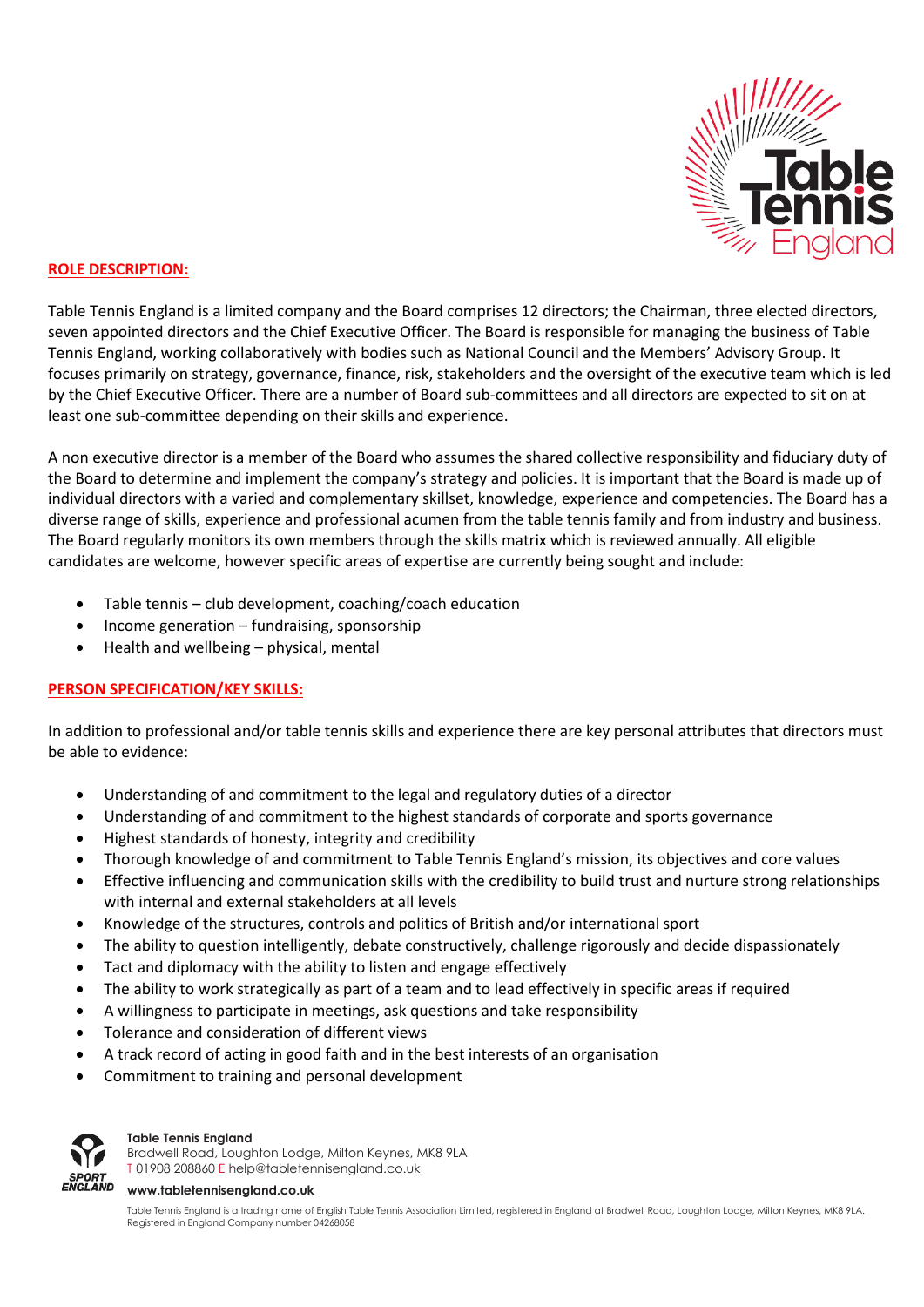## ROLE DESCRIPTION:

Table Tennis England is a limited company and the Board comprises 12 directors; the Chairman, three elected directors, seven appointed directors and the Chief Executive Officer. The Board is responsible for managing the business of Table Tennis England, working collaboratively with bodies such as National Council and the Members' Advisory Group. It focuses primarily on strategy, governance, finance, risk, stakeholders and the oversight of the executive team which is led by the Chief Executive Officer. There are a number of Board sub-committees and all directors are expected to sit on at least one sub-committee depending on their skills and experience.

A non executive director is a member of the Board who assumes the shared collective responsibility and fiduciary duty of the Board to determine and implement the company's strategy and policies. It is important that the Board is made up of individual directors with a varied and complementary skillset, knowledge, experience and competencies. The Board has a diverse range of skills, experience and professional acumen from the table tennis family and from industry and business. The Board regularly monitors its own members through the skills matrix which is reviewed annually. All eligible candidates are welcome, however specific areas of expertise are currently being sought and include:

- Table tennis – club development, coaching/coach education
- Income generation – fundraising, sponsorship
- Health and wellbeing – physical, mental

## PERSON SPECIFICATION/KEY SKILLS:

In addition to professional and/or table tennis skills and experience there are key personal attributes that directors must be able to evidence:

- Understanding of and commitment to the legal and regulatory duties of a director
- Understanding of and commitment to the highest standards of corporate and sports governance
- Highest standards of honesty, integrity and credibility
- Thorough knowledge of and commitment to Table Tennis England's mission, its objectives and core values
- Effective influencing and communication skills with the credibility to build trust and nurture strong relationships with internal and external stakeholders at all levels
- Knowledge of the structures, controls and politics of British and/or international sport
- The ability to question intelligently, debate constructively, challenge rigorously and decide dispassionately
- Tact and diplomacy with the ability to listen and engage effectively
- The ability to work strategically as part of a team and to lead effectively in specific areas if required
- A willingness to participate in meetings, ask questions and take responsibility
- Tolerance and consideration of different views
- A track record of acting in good faith and in the best interests of an organisation
- Commitment to training and personal development

**Table Tennis England**
Bradwell Road, Loughton Lodge, Milton Keynes, MK8 9LA
T 01908 208860 E help@tabletennisengland.co.uk
**www.tabletennisengland.co.uk**

Table Tennis England is a trading name of English Table Tennis Association Limited, registered in England at Bradwell Road, Loughton Lodge, Milton Keynes, MK8 9LA. Registered in England Company number 04268058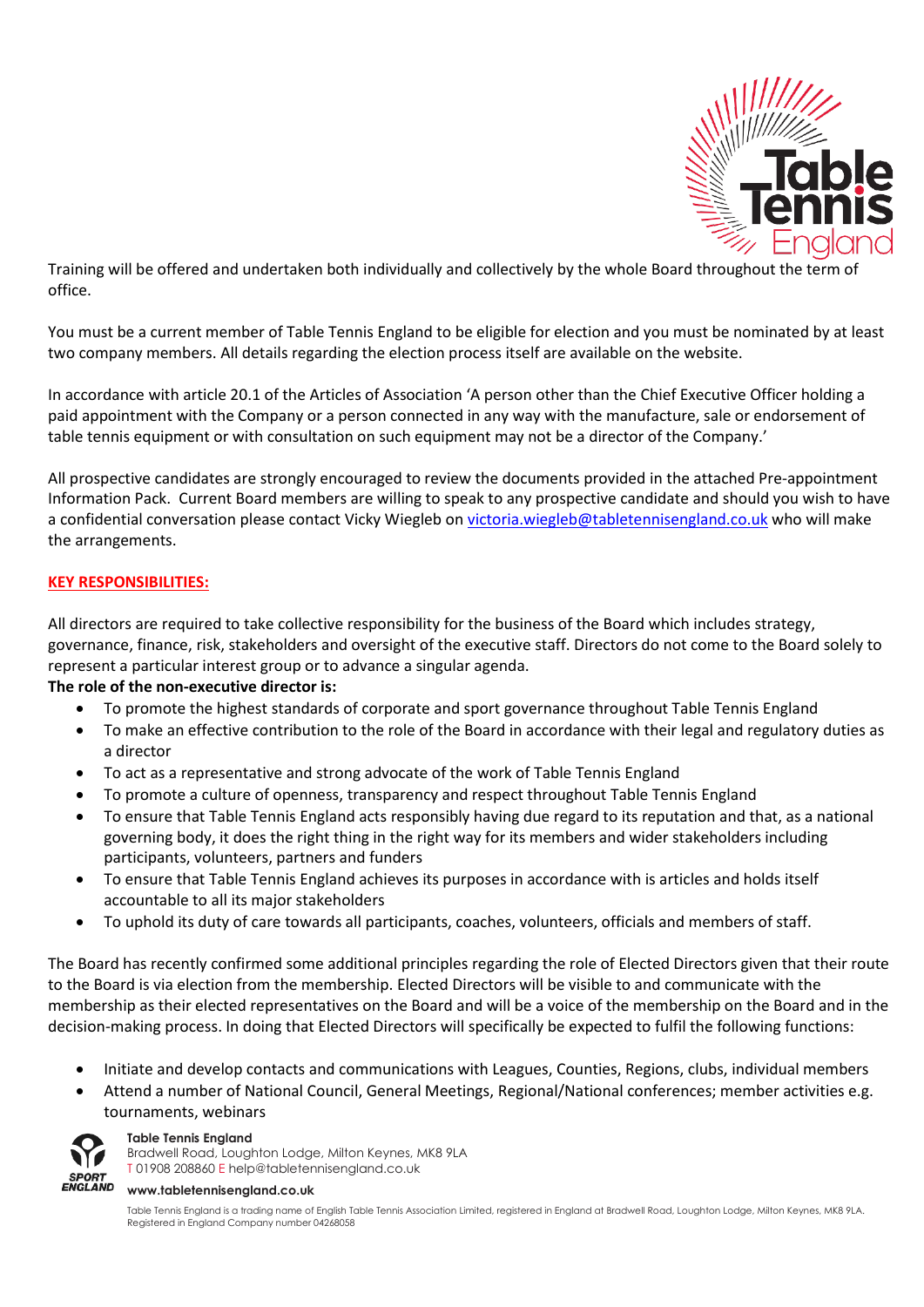Training will be offered and undertaken both individually and collectively by the whole Board throughout the term of office.

You must be a current member of Table Tennis England to be eligible for election and you must be nominated by at least two company members. All details regarding the election process itself are available on the website.

In accordance with article 20.1 of the Articles of Association 'A person other than the Chief Executive Officer holding a paid appointment with the Company or a person connected in any way with the manufacture, sale or endorsement of table tennis equipment or with consultation on such equipment may not be a director of the Company.'

All prospective candidates are strongly encouraged to review the documents provided in the attached Pre-appointment Information Pack. Current Board members are willing to speak to any prospective candidate and should you wish to have a confidential conversation please contact Vicky Wiegleb on victoria.wiegleb@tabletennisengland.co.uk who will make the arrangements.

## KEY RESPONSIBILITIES:

All directors are required to take collective responsibility for the business of the Board which includes strategy, governance, finance, risk, stakeholders and oversight of the executive staff. Directors do not come to the Board solely to represent a particular interest group or to advance a singular agenda.

**The role of the non-executive director is:**

- To promote the highest standards of corporate and sport governance throughout Table Tennis England
- To make an effective contribution to the role of the Board in accordance with their legal and regulatory duties as a director
- To act as a representative and strong advocate of the work of Table Tennis England
- To promote a culture of openness, transparency and respect throughout Table Tennis England
- To ensure that Table Tennis England acts responsibly having due regard to its reputation and that, as a national governing body, it does the right thing in the right way for its members and wider stakeholders including participants, volunteers, partners and funders
- To ensure that Table Tennis England achieves its purposes in accordance with is articles and holds itself accountable to all its major stakeholders
- To uphold its duty of care towards all participants, coaches, volunteers, officials and members of staff.

The Board has recently confirmed some additional principles regarding the role of Elected Directors given that their route to the Board is via election from the membership. Elected Directors will be visible to and communicate with the membership as their elected representatives on the Board and will be a voice of the membership on the Board and in the decision-making process. In doing that Elected Directors will specifically be expected to fulfil the following functions:

- Initiate and develop contacts and communications with Leagues, Counties, Regions, clubs, individual members
- Attend a number of National Council, General Meetings, Regional/National conferences; member activities e.g. tournaments, webinars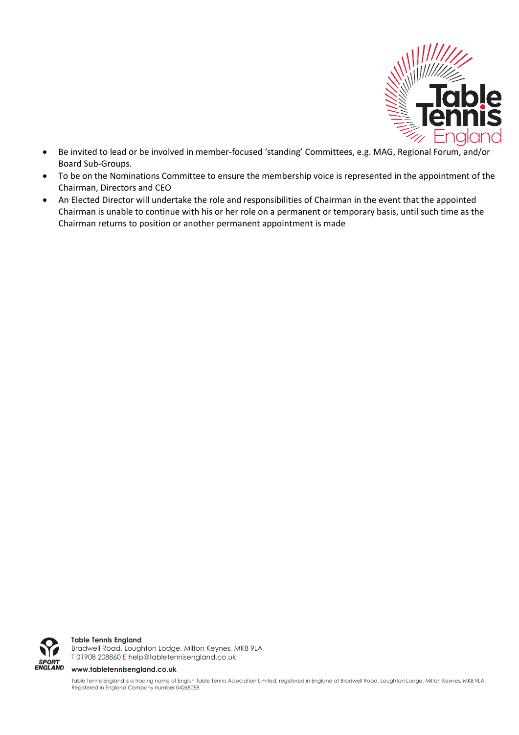- Be invited to lead or be involved in member-focused 'standing' Committees, e.g. MAG, Regional Forum, and/or Board Sub-Groups.
- To be on the Nominations Committee to ensure the membership voice is represented in the appointment of the Chairman, Directors and CEO
- An Elected Director will undertake the role and responsibilities of Chairman in the event that the appointed Chairman is unable to continue with his or her role on a permanent or temporary basis, until such time as the Chairman returns to position or another permanent appointment is made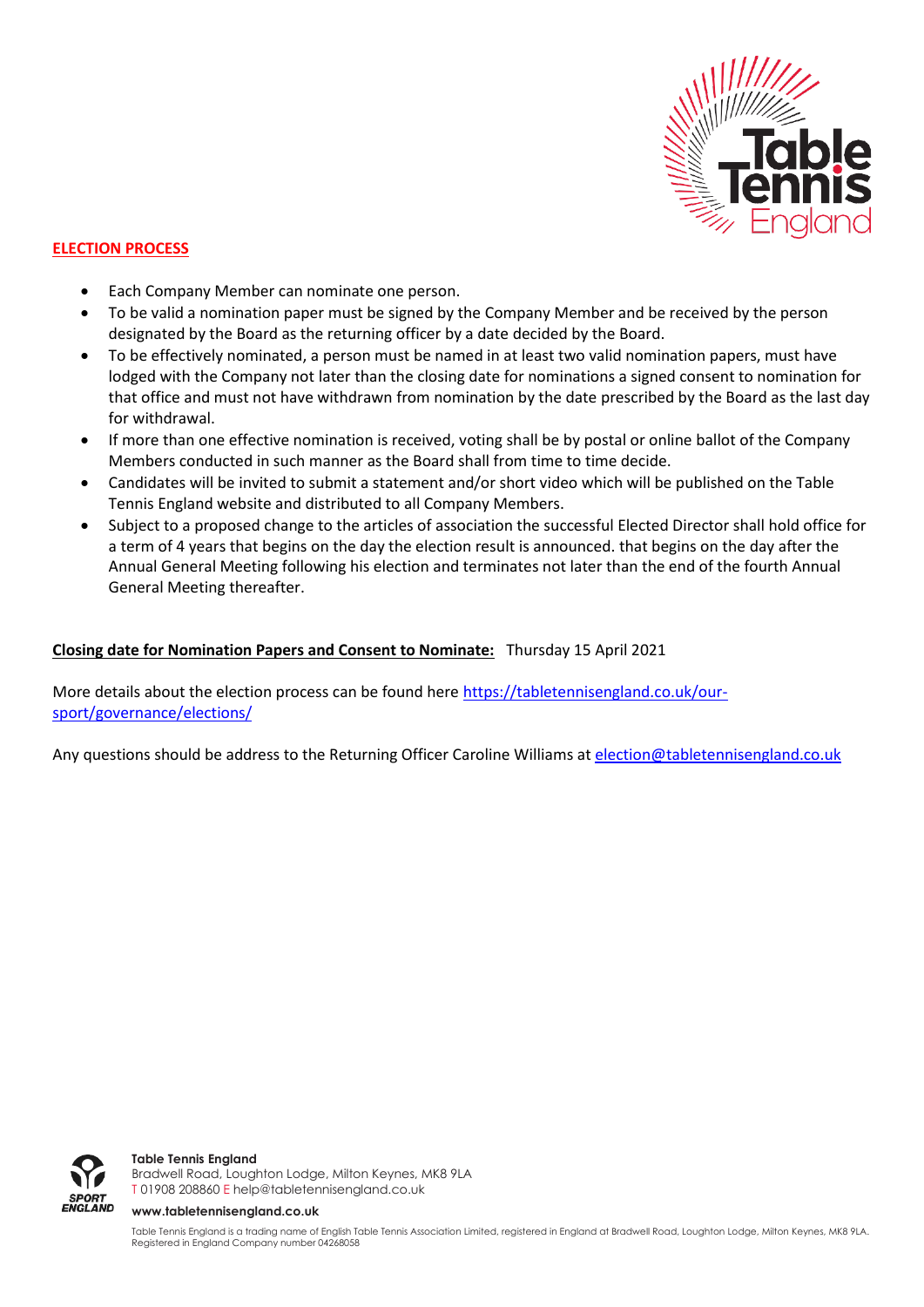**ELECTION PROCESS**

- Each Company Member can nominate one person.
- To be valid a nomination paper must be signed by the Company Member and be received by the person designated by the Board as the returning officer by a date decided by the Board.
- To be effectively nominated, a person must be named in at least two valid nomination papers, must have lodged with the Company not later than the closing date for nominations a signed consent to nomination for that office and must not have withdrawn from nomination by the date prescribed by the Board as the last day for withdrawal.
- If more than one effective nomination is received, voting shall be by postal or online ballot of the Company Members conducted in such manner as the Board shall from time to time decide.
- Candidates will be invited to submit a statement and/or short video which will be published on the Table Tennis England website and distributed to all Company Members.
- Subject to a proposed change to the articles of association the successful Elected Director shall hold office for a term of 4 years that begins on the day the election result is announced. that begins on the day after the Annual General Meeting following his election and terminates not later than the end of the fourth Annual General Meeting thereafter.

**Closing date for Nomination Papers and Consent to Nominate:** Thursday 15 April 2021

More details about the election process can be found here https://tabletennisengland.co.uk/our-sport/governance/elections/

Any questions should be address to the Returning Officer Caroline Williams at election@tabletennisengland.co.uk

**Table Tennis England**
Bradwell Road, Loughton Lodge, Milton Keynes, MK8 9LA
T 01908 208860 E help@tabletennisengland.co.uk
**www.tabletennisengland.co.uk**

Table Tennis England is a trading name of English Table Tennis Association Limited, registered in England at Bradwell Road, Loughton Lodge, Milton Keynes, MK8 9LA. Registered in England Company number 04268058